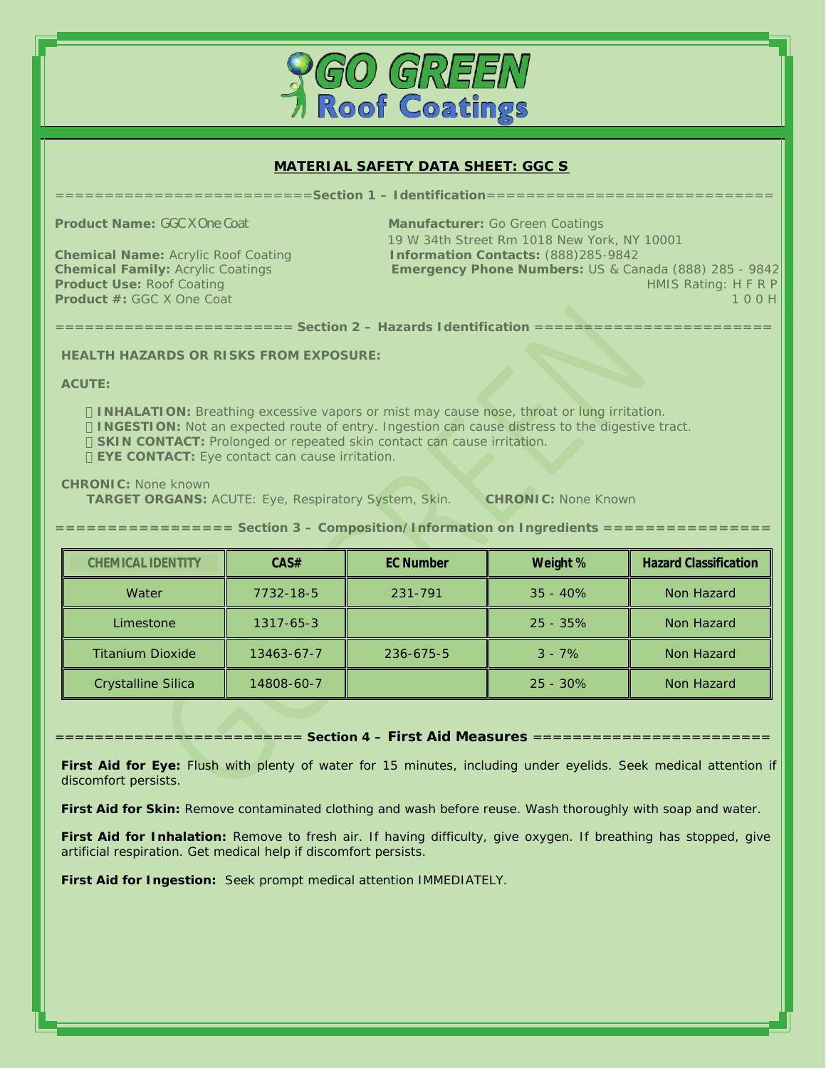# GO GREEN Roof Coatings

## MATERIAL SAFETY DATA SHEET: GGC S

==========================Section 1 – Identification==============================

**Product Name:** GGC X One Coat

**Chemical Name:** Acrylic Roof Coating
**Chemical Family:** Acrylic Coatings
**Product Use:** Roof Coating
**Product #:** GGC X One Coat

**Manufacturer:** Go Green Coatings
19 W 34th Street Rm 1018 New York, NY 10001
**Information Contacts:** (888)285-9842
**Emergency Phone Numbers:** US & Canada (888) 285 - 9842
HMIS Rating: H F R P
1 0 0 H

======================== Section 2 – Hazards Identification ========================

**HEALTH HAZARDS OR RISKS FROM EXPOSURE:**

**ACUTE:**

- **INHALATION:** Breathing excessive vapors or mist may cause nose, throat or lung irritation.
- **INGESTION:** Not an expected route of entry. Ingestion can cause distress to the digestive tract.
- **SKIN CONTACT:** Prolonged or repeated skin contact can cause irritation.
- **EYE CONTACT:** Eye contact can cause irritation.

**CHRONIC:** None known
**TARGET ORGANS:** ACUTE: Eye, Respiratory System, Skin. **CHRONIC:** None Known

================ Section 3 – Composition/Information on Ingredients ================

| CHEMICAL IDENTITY | CAS# | EC Number | Weight % | Hazard Classification |
|---|---|---|---|---|
| Water | 7732-18-5 | 231-791 | 35 - 40% | Non Hazard |
| Limestone | 1317-65-3 | | 25 - 35% | Non Hazard |
| Titanium Dioxide | 13463-67-7 | 236-675-5 | 3 - 7% | Non Hazard |
| Crystalline Silica | 14808-60-7 | | 25 - 30% | Non Hazard |

========================= Section 4 – First Aid Measures ========================

**First Aid for Eye:** Flush with plenty of water for 15 minutes, including under eyelids. Seek medical attention if discomfort persists.

**First Aid for Skin:** Remove contaminated clothing and wash before reuse. Wash thoroughly with soap and water.

**First Aid for Inhalation:** Remove to fresh air. If having difficulty, give oxygen. If breathing has stopped, give artificial respiration. Get medical help if discomfort persists.

**First Aid for Ingestion:** Seek prompt medical attention IMMEDIATELY.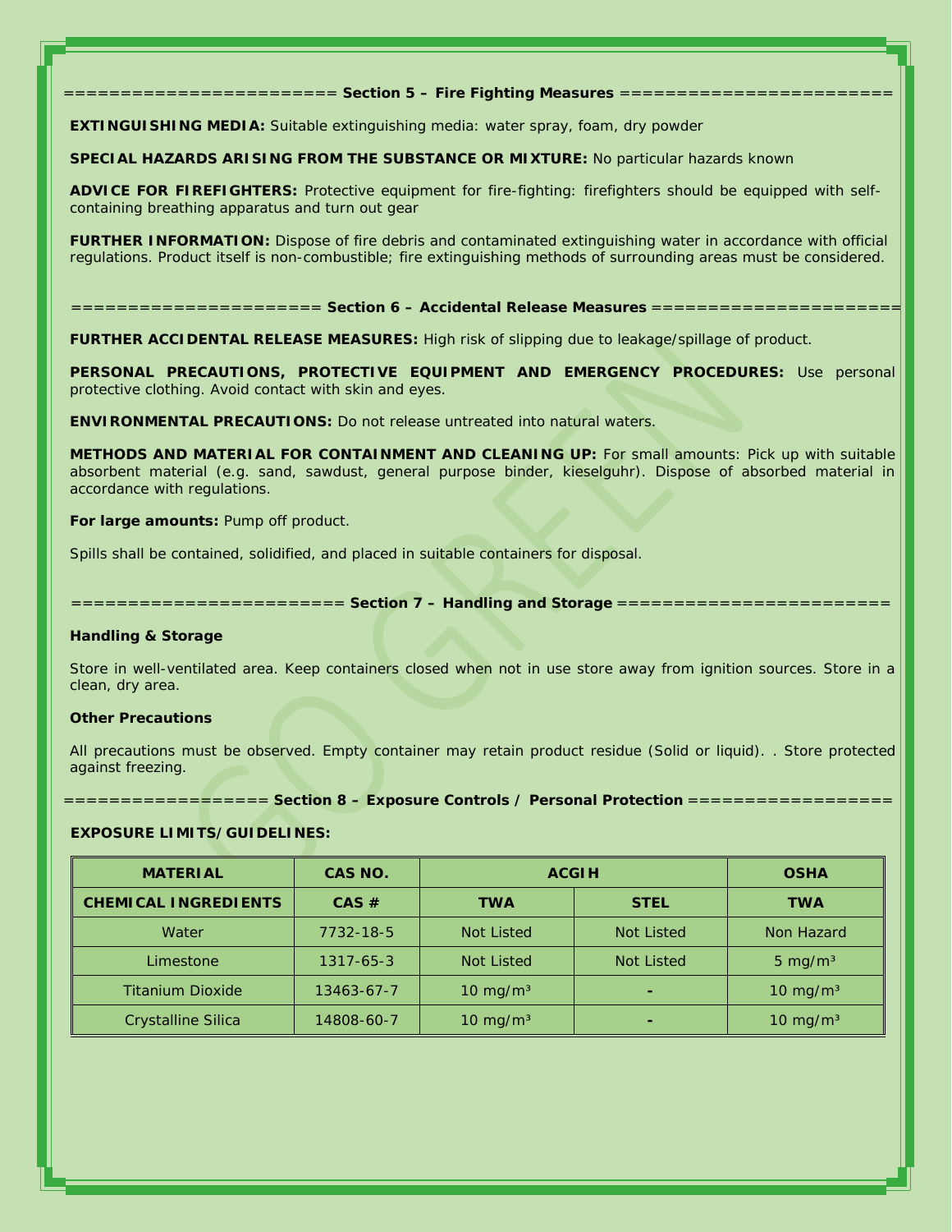## Section 5 – Fire Fighting Measures

**EXTINGUISHING MEDIA:** Suitable extinguishing media: water spray, foam, dry powder

**SPECIAL HAZARDS ARISING FROM THE SUBSTANCE OR MIXTURE:** No particular hazards known

**ADVICE FOR FIREFIGHTERS:** Protective equipment for fire-fighting: firefighters should be equipped with self-containing breathing apparatus and turn out gear

**FURTHER INFORMATION:** Dispose of fire debris and contaminated extinguishing water in accordance with official regulations. Product itself is non-combustible; fire extinguishing methods of surrounding areas must be considered.

## Section 6 – Accidental Release Measures

**FURTHER ACCIDENTAL RELEASE MEASURES:** High risk of slipping due to leakage/spillage of product.

**PERSONAL PRECAUTIONS, PROTECTIVE EQUIPMENT AND EMERGENCY PROCEDURES:** Use personal protective clothing. Avoid contact with skin and eyes.

**ENVIRONMENTAL PRECAUTIONS:** Do not release untreated into natural waters.

**METHODS AND MATERIAL FOR CONTAINMENT AND CLEANING UP:** For small amounts: Pick up with suitable absorbent material (e.g. sand, sawdust, general purpose binder, kieselguhr). Dispose of absorbed material in accordance with regulations.

**For large amounts:** Pump off product.

Spills shall be contained, solidified, and placed in suitable containers for disposal.

## Section 7 – Handling and Storage

**Handling & Storage**

Store in well-ventilated area. Keep containers closed when not in use store away from ignition sources. Store in a clean, dry area.

**Other Precautions**

All precautions must be observed. Empty container may retain product residue (Solid or liquid). . Store protected against freezing.

## Section 8 – Exposure Controls / Personal Protection

**EXPOSURE LIMITS/GUIDELINES:**

| MATERIAL | CAS NO. | ACGIH | | OSHA |
|---|---|---|---|---|
| CHEMICAL INGREDIENTS | CAS # | TWA | STEL | TWA |
| Water | 7732-18-5 | Not Listed | Not Listed | Non Hazard |
| Limestone | 1317-65-3 | Not Listed | Not Listed | 5 mg/m³ |
| Titanium Dioxide | 13463-67-7 | 10 mg/m³ | - | 10 mg/m³ |
| Crystalline Silica | 14808-60-7 | 10 mg/m³ | - | 10 mg/m³ |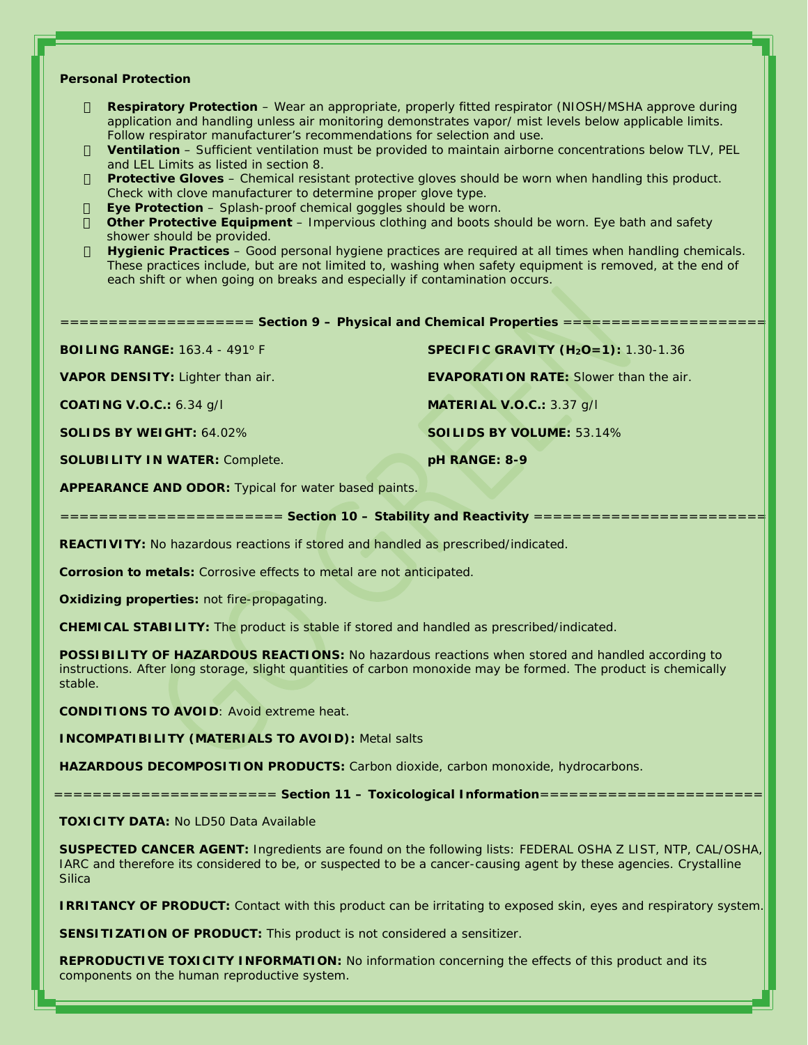**Personal Protection**

- **Respiratory Protection** – Wear an appropriate, properly fitted respirator (NIOSH/MSHA approve during application and handling unless air monitoring demonstrates vapor/ mist levels below applicable limits. Follow respirator manufacturer's recommendations for selection and use.
- **Ventilation** – Sufficient ventilation must be provided to maintain airborne concentrations below TLV, PEL and LEL Limits as listed in section 8.
- **Protective Gloves** – Chemical resistant protective gloves should be worn when handling this product. Check with clove manufacturer to determine proper glove type.
- **Eye Protection** – Splash-proof chemical goggles should be worn.
- **Other Protective Equipment** – Impervious clothing and boots should be worn. Eye bath and safety shower should be provided.
- **Hygienic Practices** – Good personal hygiene practices are required at all times when handling chemicals. These practices include, but are not limited to, washing when safety equipment is removed, at the end of each shift or when going on breaks and especially if contamination occurs.

## ==================== Section 9 – Physical and Chemical Properties ====================

**BOILING RANGE:** 163.4 - 491° F

**SPECIFIC GRAVITY ($H_2O$=1):** 1.30-1.36

**VAPOR DENSITY:** Lighter than air.

**EVAPORATION RATE:** Slower than the air.

**COATING V.O.C.:** 6.34 g/l

**MATERIAL V.O.C.:** 3.37 g/l

**SOLIDS BY WEIGHT:** 64.02%

**SOILIDS BY VOLUME:** 53.14%

**SOLUBILITY IN WATER:** Complete.

**pH RANGE: 8-9**

**APPEARANCE AND ODOR:** Typical for water based paints.

## ====================== Section 10 – Stability and Reactivity ======================

**REACTIVITY:** No hazardous reactions if stored and handled as prescribed/indicated.

**Corrosion to metals:** Corrosive effects to metal are not anticipated.

**Oxidizing properties:** not fire-propagating.

**CHEMICAL STABILITY:** The product is stable if stored and handled as prescribed/indicated.

**POSSIBILITY OF HAZARDOUS REACTIONS:** No hazardous reactions when stored and handled according to instructions. After long storage, slight quantities of carbon monoxide may be formed. The product is chemically stable.

**CONDITIONS TO AVOID**: Avoid extreme heat.

**INCOMPATIBILITY (MATERIALS TO AVOID):** Metal salts

**HAZARDOUS DECOMPOSITION PRODUCTS:** Carbon dioxide, carbon monoxide, hydrocarbons.

## ======================= Section 11 – Toxicological Information=======================

**TOXICITY DATA:** No LD50 Data Available

**SUSPECTED CANCER AGENT:** Ingredients are found on the following lists: FEDERAL OSHA Z LIST, NTP, CAL/OSHA, IARC and therefore its considered to be, or suspected to be a cancer-causing agent by these agencies. Crystalline Silica

**IRRITANCY OF PRODUCT:** Contact with this product can be irritating to exposed skin, eyes and respiratory system.

**SENSITIZATION OF PRODUCT:** This product is not considered a sensitizer.

**REPRODUCTIVE TOXICITY INFORMATION:** No information concerning the effects of this product and its components on the human reproductive system.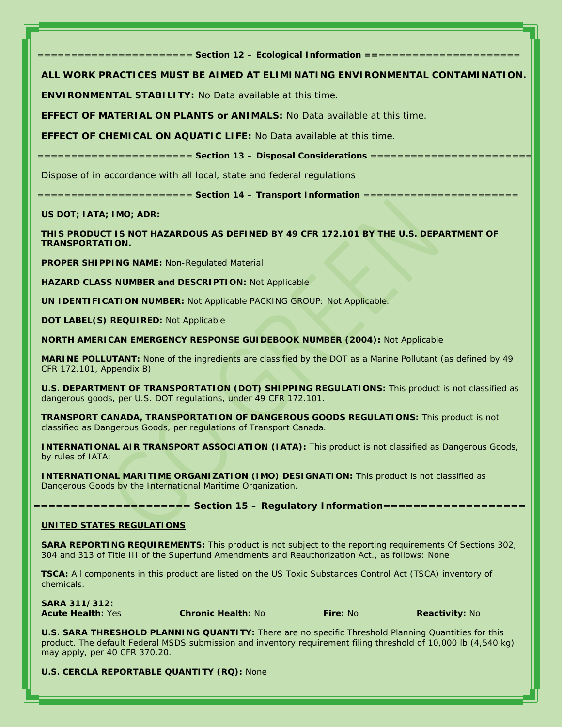## Section 12 – Ecological Information

**ALL WORK PRACTICES MUST BE AIMED AT ELIMINATING ENVIRONMENTAL CONTAMINATION.**

**ENVIRONMENTAL STABILITY:** No Data available at this time.

**EFFECT OF MATERIAL ON PLANTS or ANIMALS:** No Data available at this time.

**EFFECT OF CHEMICAL ON AQUATIC LIFE:** No Data available at this time.

## Section 13 – Disposal Considerations

Dispose of in accordance with all local, state and federal regulations

## Section 14 – Transport Information

**US DOT; IATA; IMO; ADR:**

**THIS PRODUCT IS NOT HAZARDOUS AS DEFINED BY 49 CFR 172.101 BY THE U.S. DEPARTMENT OF TRANSPORTATION.**

**PROPER SHIPPING NAME:** Non-Regulated Material

**HAZARD CLASS NUMBER and DESCRIPTION:** Not Applicable

**UN IDENTIFICATION NUMBER:** Not Applicable PACKING GROUP: Not Applicable.

**DOT LABEL(S) REQUIRED:** Not Applicable

**NORTH AMERICAN EMERGENCY RESPONSE GUIDEBOOK NUMBER (2004):** Not Applicable

**MARINE POLLUTANT:** None of the ingredients are classified by the DOT as a Marine Pollutant (as defined by 49 CFR 172.101, Appendix B)

**U.S. DEPARTMENT OF TRANSPORTATION (DOT) SHIPPING REGULATIONS:** This product is not classified as dangerous goods, per U.S. DOT regulations, under 49 CFR 172.101.

**TRANSPORT CANADA, TRANSPORTATION OF DANGEROUS GOODS REGULATIONS:** This product is not classified as Dangerous Goods, per regulations of Transport Canada.

**INTERNATIONAL AIR TRANSPORT ASSOCIATION (IATA):** This product is not classified as Dangerous Goods, by rules of IATA:

**INTERNATIONAL MARITIME ORGANIZATION (IMO) DESIGNATION:** This product is not classified as Dangerous Goods by the International Maritime Organization.

## Section 15 – Regulatory Information

**UNITED STATES REGULATIONS**

**SARA REPORTING REQUIREMENTS:** This product is not subject to the reporting requirements Of Sections 302, 304 and 313 of Title III of the Superfund Amendments and Reauthorization Act., as follows: None

**TSCA:** All components in this product are listed on the US Toxic Substances Control Act (TSCA) inventory of chemicals.

**SARA 311/312:**
**Acute Health:** Yes **Chronic Health:** No **Fire:** No **Reactivity:** No

**U.S. SARA THRESHOLD PLANNING QUANTITY:** There are no specific Threshold Planning Quantities for this product. The default Federal MSDS submission and inventory requirement filing threshold of 10,000 lb (4,540 kg) may apply, per 40 CFR 370.20.

**U.S. CERCLA REPORTABLE QUANTITY (RQ):** None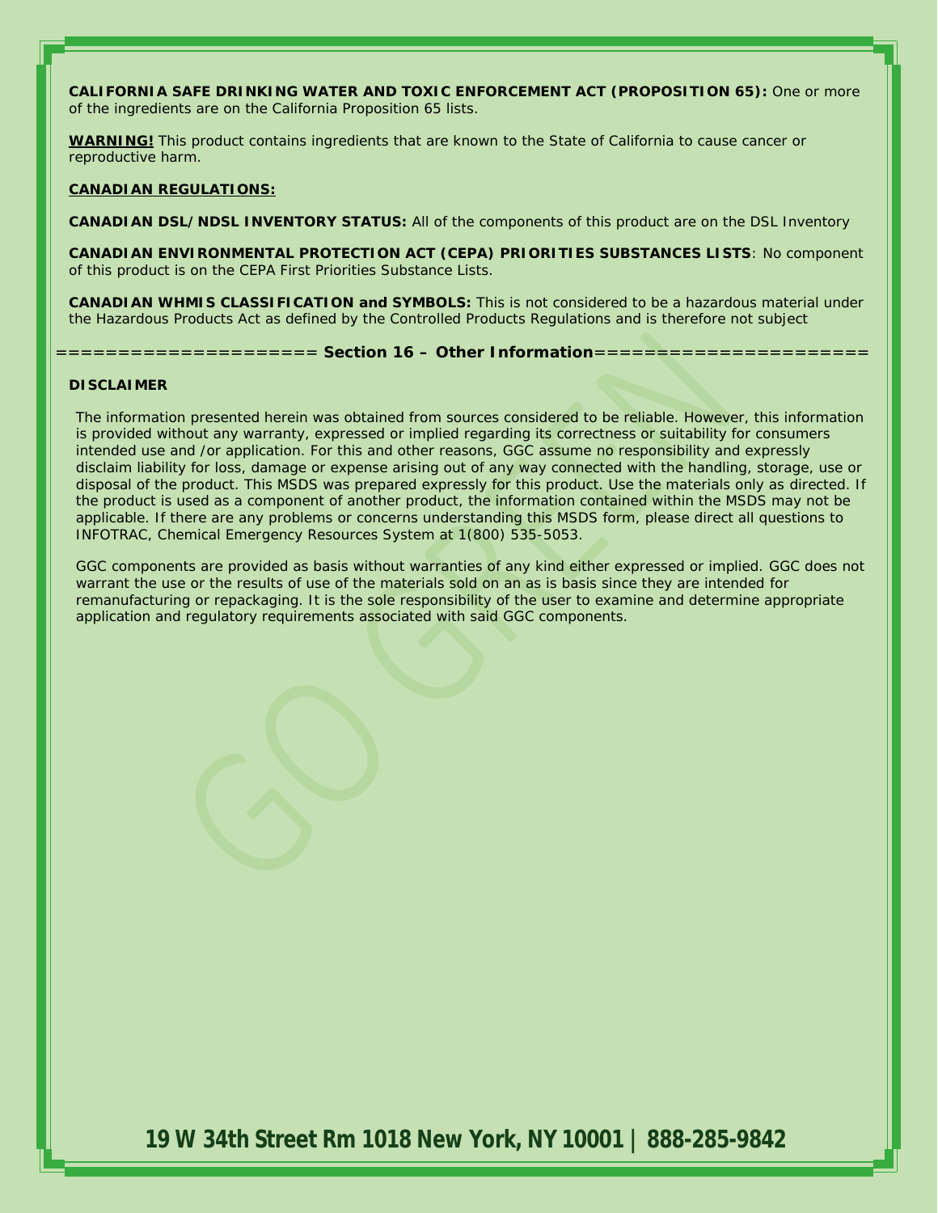**CALIFORNIA SAFE DRINKING WATER AND TOXIC ENFORCEMENT ACT (PROPOSITION 65):** One or more of the ingredients are on the California Proposition 65 lists.

**WARNING!** This product contains ingredients that are known to the State of California to cause cancer or reproductive harm.

**CANADIAN REGULATIONS:**

**CANADIAN DSL/NDSL INVENTORY STATUS:** All of the components of this product are on the DSL Inventory

**CANADIAN ENVIRONMENTAL PROTECTION ACT (CEPA) PRIORITIES SUBSTANCES LISTS**: No component of this product is on the CEPA First Priorities Substance Lists.

**CANADIAN WHMIS CLASSIFICATION and SYMBOLS:** This is not considered to be a hazardous material under the Hazardous Products Act as defined by the Controlled Products Regulations and is therefore not subject

## ==================== Section 16 – Other Information======================

**DISCLAIMER**

The information presented herein was obtained from sources considered to be reliable. However, this information is provided without any warranty, expressed or implied regarding its correctness or suitability for consumers intended use and /or application. For this and other reasons, GGC assume no responsibility and expressly disclaim liability for loss, damage or expense arising out of any way connected with the handling, storage, use or disposal of the product. This MSDS was prepared expressly for this product. Use the materials only as directed. If the product is used as a component of another product, the information contained within the MSDS may not be applicable. If there are any problems or concerns understanding this MSDS form, please direct all questions to INFOTRAC, Chemical Emergency Resources System at 1(800) 535-5053.

GGC components are provided as basis without warranties of any kind either expressed or implied. GGC does not warrant the use or the results of use of the materials sold on an as is basis since they are intended for remanufacturing or repackaging. It is the sole responsibility of the user to examine and determine appropriate application and regulatory requirements associated with said GGC components.

**19 W 34th Street Rm 1018 New York, NY 10001 | 888-285-9842**